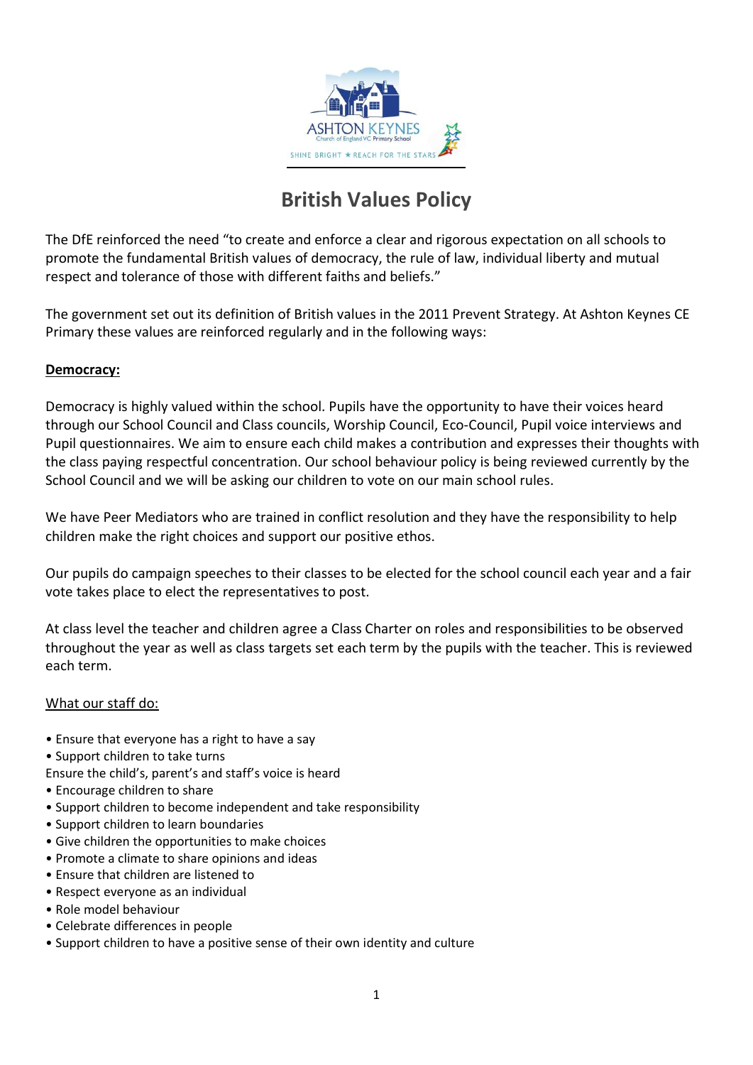# British Values Policy

The DfE reinforced the need "to create and enforce a clear and rigorous expectation on all schools to promote the fundamental British values of democracy, the rule of law, individual liberty and mutual respect and tolerance of those with different faiths and beliefs."

The government set out its definition of British values in the 2011 Prevent Strategy. At Ashton Keynes CE Primary these values are reinforced regularly and in the following ways:

**Democracy:**

Democracy is highly valued within the school. Pupils have the opportunity to have their voices heard through our School Council and Class councils, Worship Council, Eco-Council, Pupil voice interviews and Pupil questionnaires. We aim to ensure each child makes a contribution and expresses their thoughts with the class paying respectful concentration. Our school behaviour policy is being reviewed currently by the School Council and we will be asking our children to vote on our main school rules.

We have Peer Mediators who are trained in conflict resolution and they have the responsibility to help children make the right choices and support our positive ethos.

Our pupils do campaign speeches to their classes to be elected for the school council each year and a fair vote takes place to elect the representatives to post.

At class level the teacher and children agree a Class Charter on roles and responsibilities to be observed throughout the year as well as class targets set each term by the pupils with the teacher. This is reviewed each term.

What our staff do:

- Ensure that everyone has a right to have a say
- Support children to take turns

Ensure the child's, parent's and staff's voice is heard

- Encourage children to share
- Support children to become independent and take responsibility
- Support children to learn boundaries
- Give children the opportunities to make choices
- Promote a climate to share opinions and ideas
- Ensure that children are listened to
- Respect everyone as an individual
- Role model behaviour
- Celebrate differences in people
- Support children to have a positive sense of their own identity and culture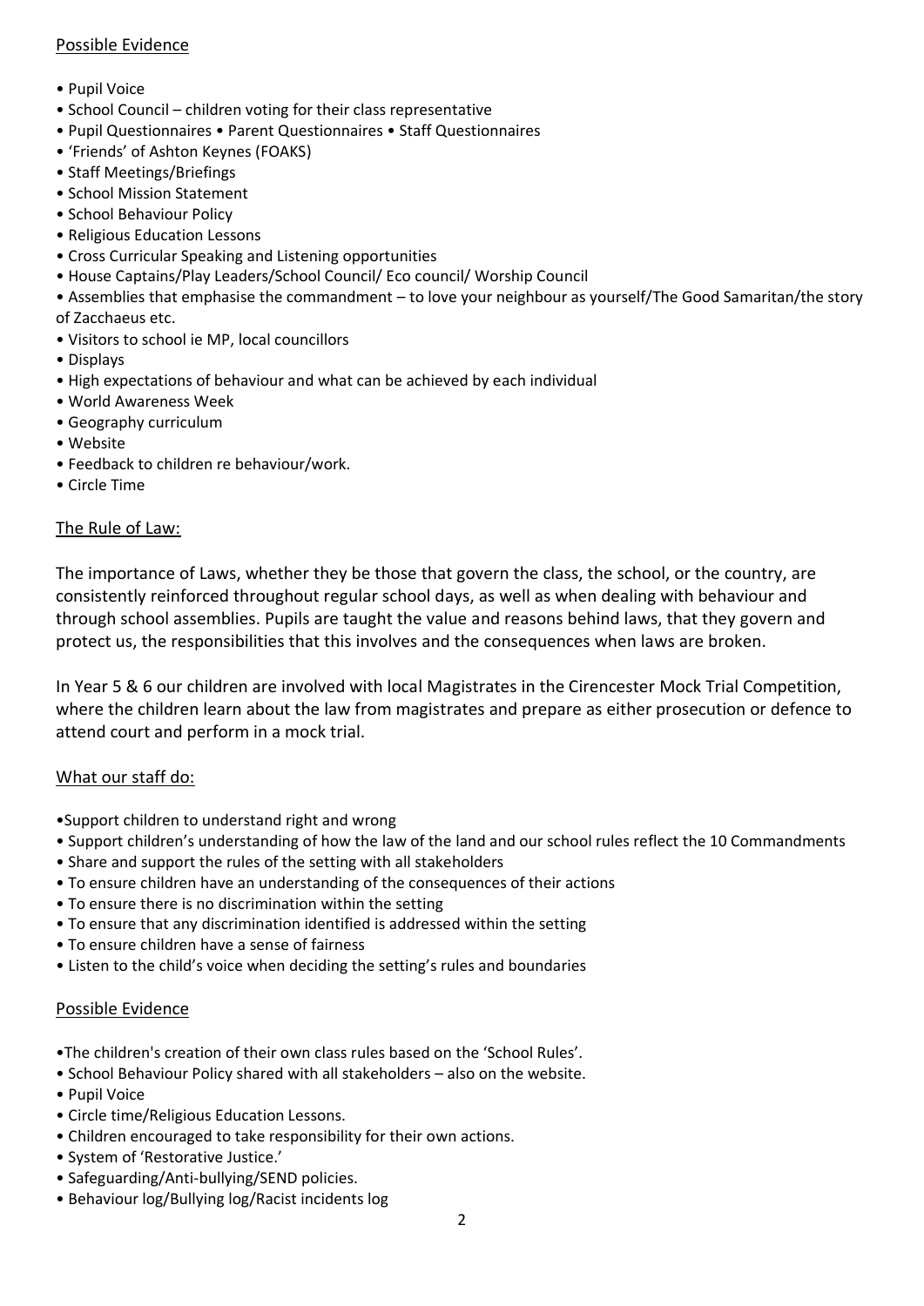Possible Evidence

- Pupil Voice
- School Council – children voting for their class representative
- Pupil Questionnaires • Parent Questionnaires • Staff Questionnaires
- 'Friends' of Ashton Keynes (FOAKS)
- Staff Meetings/Briefings
- School Mission Statement
- School Behaviour Policy
- Religious Education Lessons
- Cross Curricular Speaking and Listening opportunities
- House Captains/Play Leaders/School Council/ Eco council/ Worship Council
- Assemblies that emphasise the commandment – to love your neighbour as yourself/The Good Samaritan/the story of Zacchaeus etc.
- Visitors to school ie MP, local councillors
- Displays
- High expectations of behaviour and what can be achieved by each individual
- World Awareness Week
- Geography curriculum
- Website
- Feedback to children re behaviour/work.
- Circle Time

The Rule of Law:

The importance of Laws, whether they be those that govern the class, the school, or the country, are consistently reinforced throughout regular school days, as well as when dealing with behaviour and through school assemblies. Pupils are taught the value and reasons behind laws, that they govern and protect us, the responsibilities that this involves and the consequences when laws are broken.

In Year 5 & 6 our children are involved with local Magistrates in the Cirencester Mock Trial Competition, where the children learn about the law from magistrates and prepare as either prosecution or defence to attend court and perform in a mock trial.

What our staff do:

- Support children to understand right and wrong
- Support children's understanding of how the law of the land and our school rules reflect the 10 Commandments
- Share and support the rules of the setting with all stakeholders
- To ensure children have an understanding of the consequences of their actions
- To ensure there is no discrimination within the setting
- To ensure that any discrimination identified is addressed within the setting
- To ensure children have a sense of fairness
- Listen to the child's voice when deciding the setting's rules and boundaries

Possible Evidence

- The children's creation of their own class rules based on the 'School Rules'.
- School Behaviour Policy shared with all stakeholders – also on the website.
- Pupil Voice
- Circle time/Religious Education Lessons.
- Children encouraged to take responsibility for their own actions.
- System of 'Restorative Justice.'
- Safeguarding/Anti-bullying/SEND policies.
- Behaviour log/Bullying log/Racist incidents log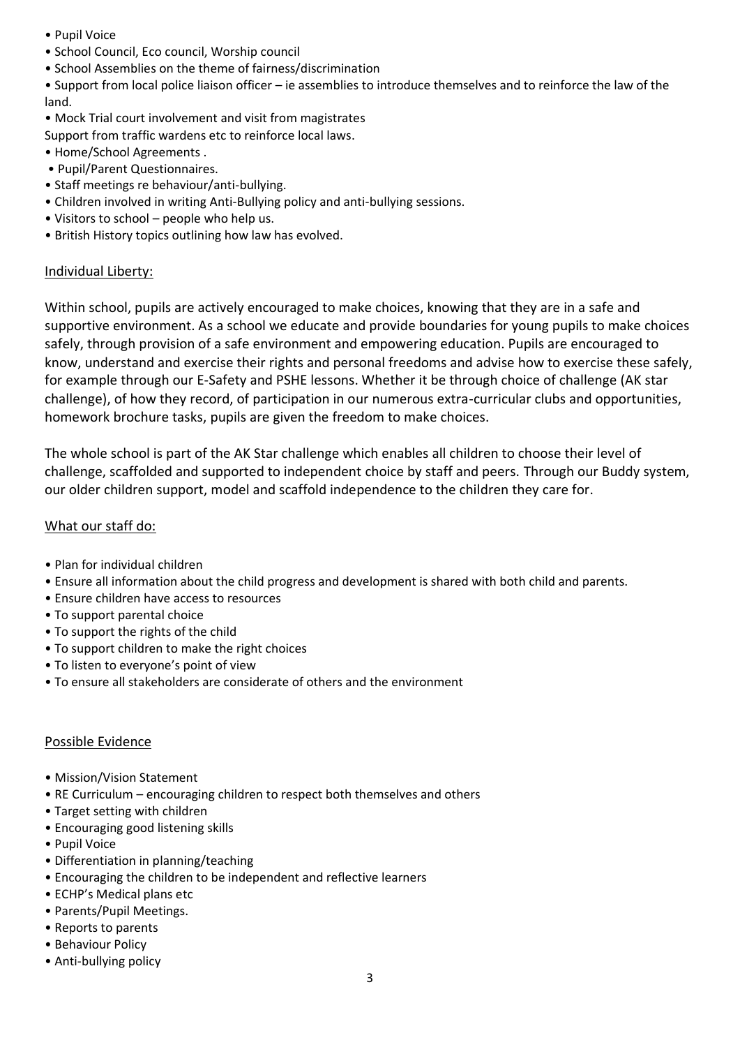- Pupil Voice
- School Council, Eco council, Worship council
- School Assemblies on the theme of fairness/discrimination
- Support from local police liaison officer – ie assemblies to introduce themselves and to reinforce the law of the land.
- Mock Trial court involvement and visit from magistrates

Support from traffic wardens etc to reinforce local laws.

- Home/School Agreements .
- Pupil/Parent Questionnaires.
- Staff meetings re behaviour/anti-bullying.
- Children involved in writing Anti-Bullying policy and anti-bullying sessions.
- Visitors to school – people who help us.
- British History topics outlining how law has evolved.

## Individual Liberty:

Within school, pupils are actively encouraged to make choices, knowing that they are in a safe and supportive environment. As a school we educate and provide boundaries for young pupils to make choices safely, through provision of a safe environment and empowering education. Pupils are encouraged to know, understand and exercise their rights and personal freedoms and advise how to exercise these safely, for example through our E-Safety and PSHE lessons. Whether it be through choice of challenge (AK star challenge), of how they record, of participation in our numerous extra-curricular clubs and opportunities, homework brochure tasks, pupils are given the freedom to make choices.

The whole school is part of the AK Star challenge which enables all children to choose their level of challenge, scaffolded and supported to independent choice by staff and peers. Through our Buddy system, our older children support, model and scaffold independence to the children they care for.

## What our staff do:

- Plan for individual children
- Ensure all information about the child progress and development is shared with both child and parents.
- Ensure children have access to resources
- To support parental choice
- To support the rights of the child
- To support children to make the right choices
- To listen to everyone's point of view
- To ensure all stakeholders are considerate of others and the environment

## Possible Evidence

- Mission/Vision Statement
- RE Curriculum – encouraging children to respect both themselves and others
- Target setting with children
- Encouraging good listening skills
- Pupil Voice
- Differentiation in planning/teaching
- Encouraging the children to be independent and reflective learners
- ECHP's Medical plans etc
- Parents/Pupil Meetings.
- Reports to parents
- Behaviour Policy
- Anti-bullying policy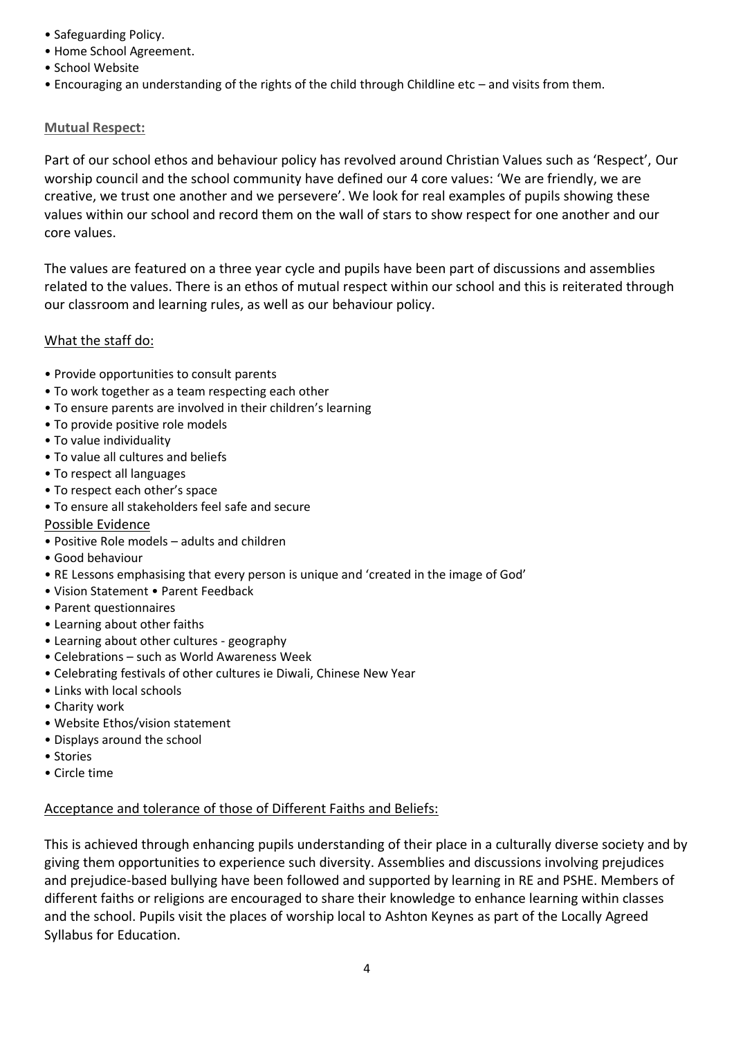- Safeguarding Policy.
- Home School Agreement.
- School Website
- Encouraging an understanding of the rights of the child through Childline etc – and visits from them.

## Mutual Respect:

Part of our school ethos and behaviour policy has revolved around Christian Values such as 'Respect', Our worship council and the school community have defined our 4 core values: 'We are friendly, we are creative, we trust one another and we persevere'. We look for real examples of pupils showing these values within our school and record them on the wall of stars to show respect for one another and our core values.

The values are featured on a three year cycle and pupils have been part of discussions and assemblies related to the values. There is an ethos of mutual respect within our school and this is reiterated through our classroom and learning rules, as well as our behaviour policy.

### What the staff do:

- Provide opportunities to consult parents
- To work together as a team respecting each other
- To ensure parents are involved in their children's learning
- To provide positive role models
- To value individuality
- To value all cultures and beliefs
- To respect all languages
- To respect each other's space
- To ensure all stakeholders feel safe and secure

### Possible Evidence

- Positive Role models – adults and children
- Good behaviour
- RE Lessons emphasising that every person is unique and 'created in the image of God'
- Vision Statement • Parent Feedback
- Parent questionnaires
- Learning about other faiths
- Learning about other cultures - geography
- Celebrations – such as World Awareness Week
- Celebrating festivals of other cultures ie Diwali, Chinese New Year
- Links with local schools
- Charity work
- Website Ethos/vision statement
- Displays around the school
- Stories
- Circle time

## Acceptance and tolerance of those of Different Faiths and Beliefs:

This is achieved through enhancing pupils understanding of their place in a culturally diverse society and by giving them opportunities to experience such diversity. Assemblies and discussions involving prejudices and prejudice-based bullying have been followed and supported by learning in RE and PSHE. Members of different faiths or religions are encouraged to share their knowledge to enhance learning within classes and the school. Pupils visit the places of worship local to Ashton Keynes as part of the Locally Agreed Syllabus for Education.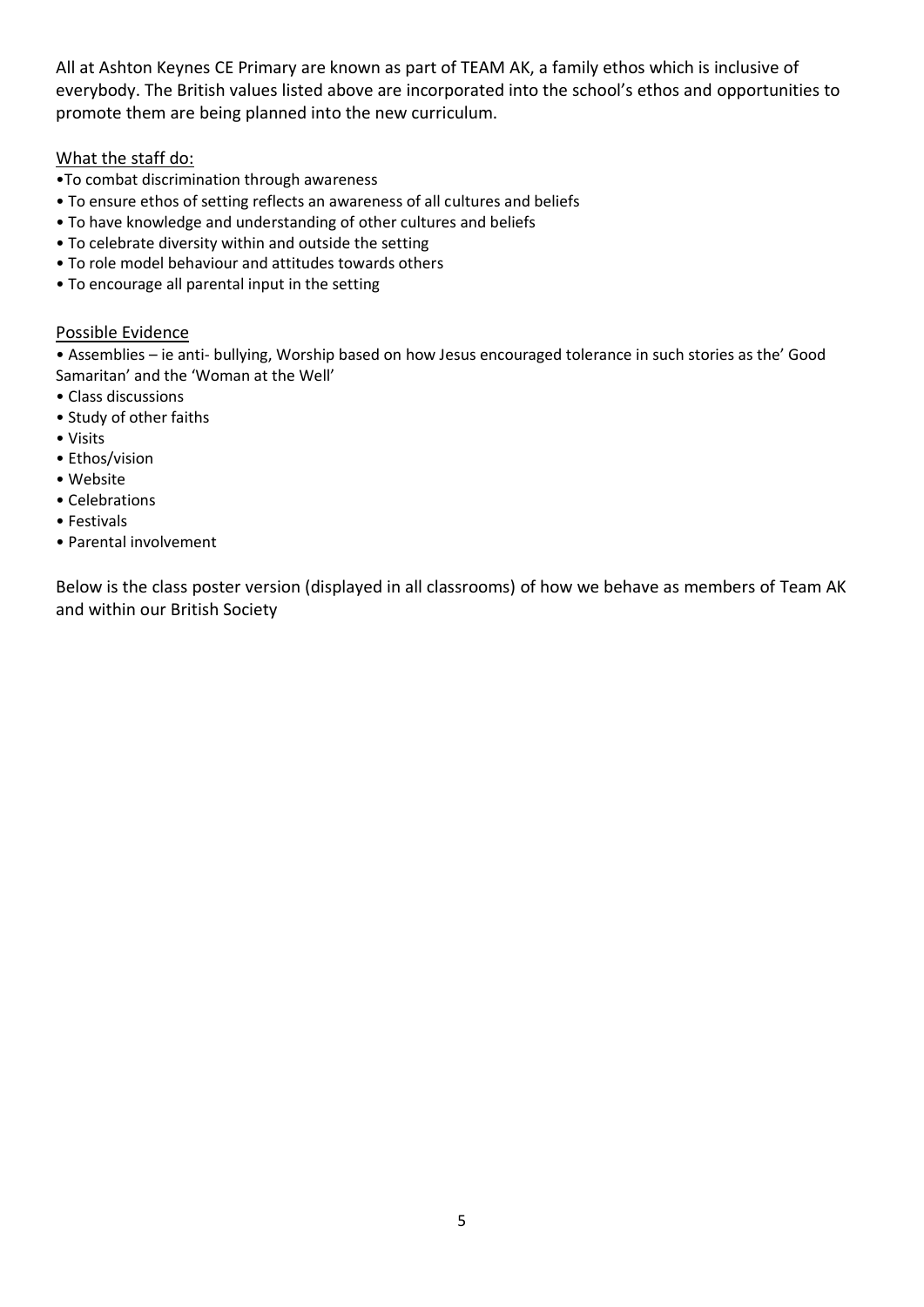All at Ashton Keynes CE Primary are known as part of TEAM AK, a family ethos which is inclusive of everybody. The British values listed above are incorporated into the school's ethos and opportunities to promote them are being planned into the new curriculum.

<u>What the staff do:</u>

- To combat discrimination through awareness
- To ensure ethos of setting reflects an awareness of all cultures and beliefs
- To have knowledge and understanding of other cultures and beliefs
- To celebrate diversity within and outside the setting
- To role model behaviour and attitudes towards others
- To encourage all parental input in the setting

<u>Possible Evidence</u>

- Assemblies – ie anti- bullying, Worship based on how Jesus encouraged tolerance in such stories as the' Good Samaritan' and the 'Woman at the Well'
- Class discussions
- Study of other faiths
- Visits
- Ethos/vision
- Website
- Celebrations
- Festivals
- Parental involvement

Below is the class poster version (displayed in all classrooms) of how we behave as members of Team AK and within our British Society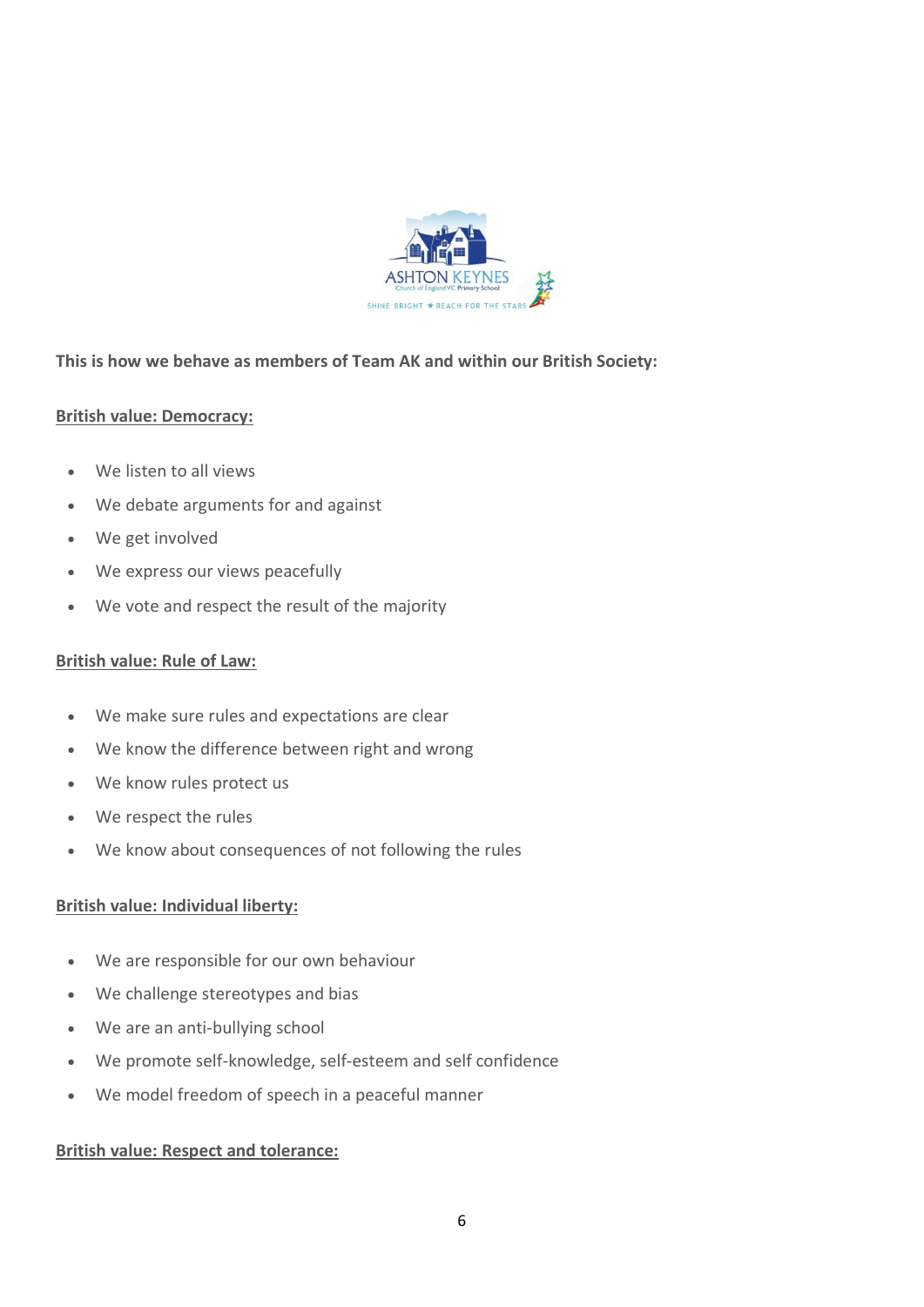**This is how we behave as members of Team AK and within our British Society:**

**British value: Democracy:**

- We listen to all views
- We debate arguments for and against
- We get involved
- We express our views peacefully
- We vote and respect the result of the majority

**British value: Rule of Law:**

- We make sure rules and expectations are clear
- We know the difference between right and wrong
- We know rules protect us
- We respect the rules
- We know about consequences of not following the rules

**British value: Individual liberty:**

- We are responsible for our own behaviour
- We challenge stereotypes and bias
- We are an anti-bullying school
- We promote self-knowledge, self-esteem and self confidence
- We model freedom of speech in a peaceful manner

**British value: Respect and tolerance:**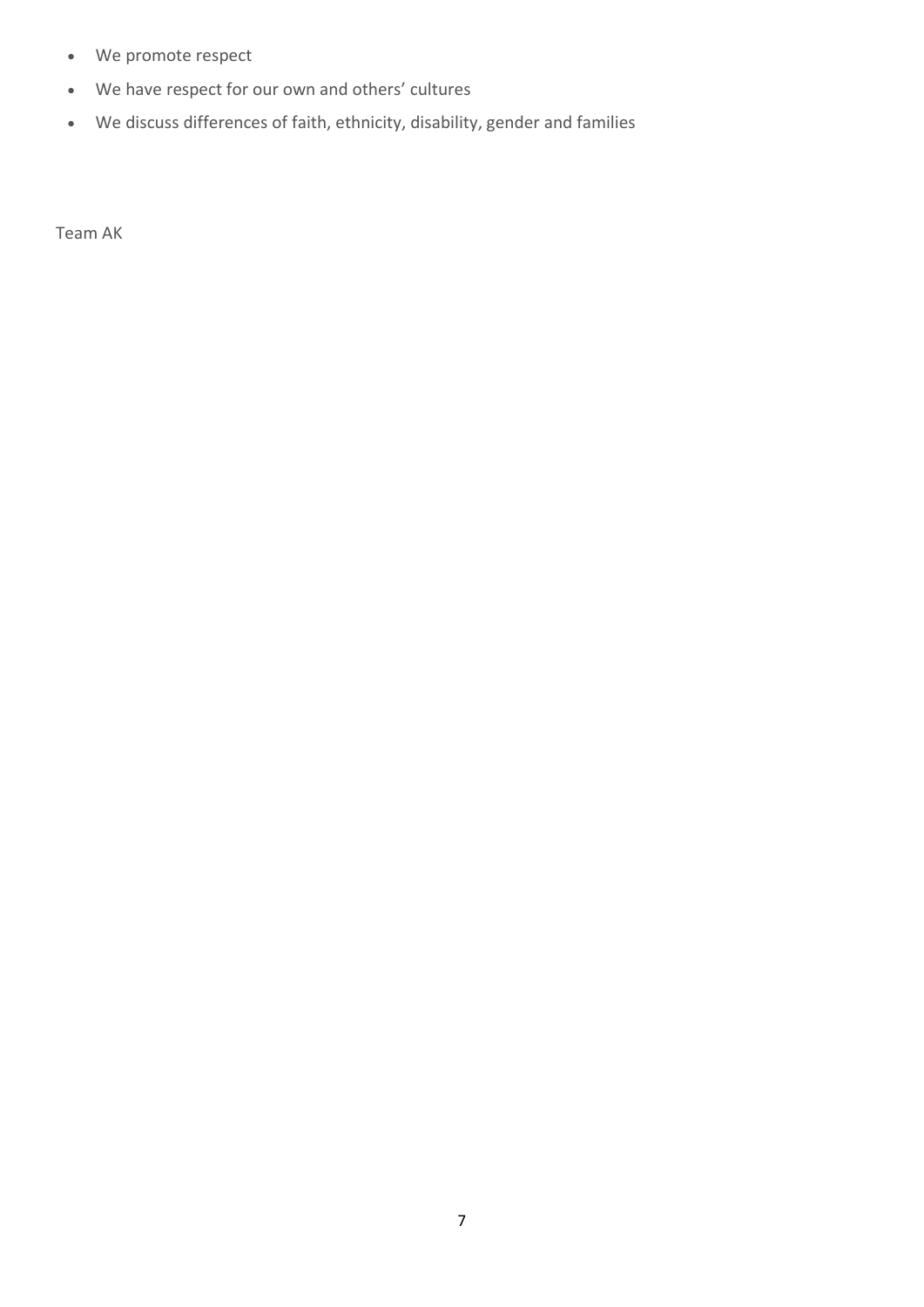- We promote respect
- We have respect for our own and others' cultures
- We discuss differences of faith, ethnicity, disability, gender and families

Team AK